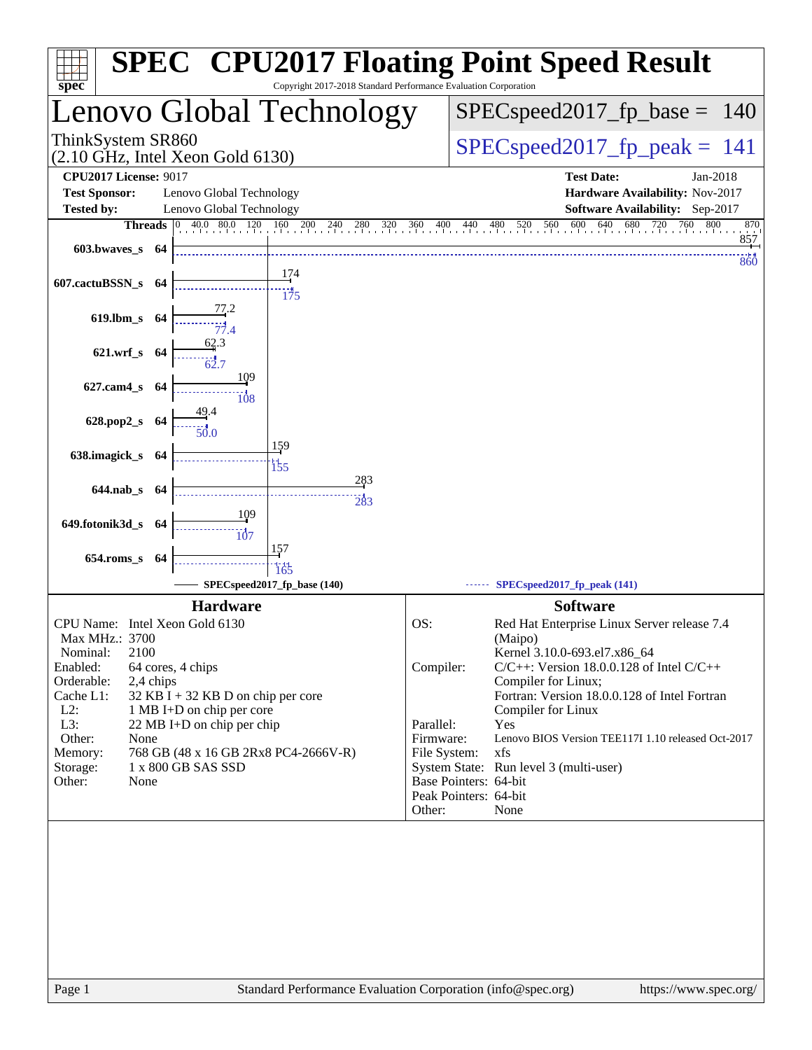# SPEC CPU2017 Floating Point Speed Result

Copyright 2017-2018 Standard Performance Evaluation Corporation

## Lenovo Global Technology

ThinkSystem SR860
(2.10 GHz, Intel Xeon Gold 6130)

SPECspeed2017_fp_base = 140

SPECspeed2017_fp_peak = 141

**CPU2017 License:** 9017
**Test Sponsor:** Lenovo Global Technology
**Tested by:** Lenovo Global Technology

**Test Date:** Jan-2018
**Hardware Availability:** Nov-2017
**Software Availability:** Sep-2017

| Benchmark | Threads | Base | Peak |
|---|---|---|---|
| 603.bwaves_s | 64 | 857 | 860 |
| 607.cactuBSSN_s | 64 | 174 | 175 |
| 619.lbm_s | 64 | 77.2 | 77.4 |
| 621.wrf_s | 64 | 62.3 | 62.7 |
| 627.cam4_s | 64 | 109 | 108 |
| 628.pop2_s | 64 | 49.4 | 50.0 |
| 638.imagick_s | 64 | 159 | 155 |
| 644.nab_s | 64 | 283 | 283 |
| 649.fotonik3d_s | 64 | 109 | 107 |
| 654.roms_s | 64 | 157 | 165 |

SPECspeed2017_fp_base (140) ------ SPECspeed2017_fp_peak (141)

### Hardware

| | |
|---|---|
| CPU Name: | Intel Xeon Gold 6130 |
| Max MHz.: | 3700 |
| Nominal: | 2100 |
| Enabled: | 64 cores, 4 chips |
| Orderable: | 2,4 chips |
| Cache L1: | 32 KB I + 32 KB D on chip per core |
| L2: | 1 MB I+D on chip per core |
| L3: | 22 MB I+D on chip per chip |
| Other: | None |
| Memory: | 768 GB (48 x 16 GB 2Rx8 PC4-2666V-R) |
| Storage: | 1 x 800 GB SAS SSD |
| Other: | None |

### Software

| | |
|---|---|
| OS: | Red Hat Enterprise Linux Server release 7.4 (Maipo) Kernel 3.10.0-693.el7.x86_64 |
| Compiler: | C/C++: Version 18.0.0.128 of Intel C/C++ Compiler for Linux; Fortran: Version 18.0.0.128 of Intel Fortran Compiler for Linux |
| Parallel: | Yes |
| Firmware: | Lenovo BIOS Version TEE117I 1.10 released Oct-2017 |
| File System: | xfs |
| System State: | Run level 3 (multi-user) |
| Base Pointers: | 64-bit |
| Peak Pointers: | 64-bit |
| Other: | None |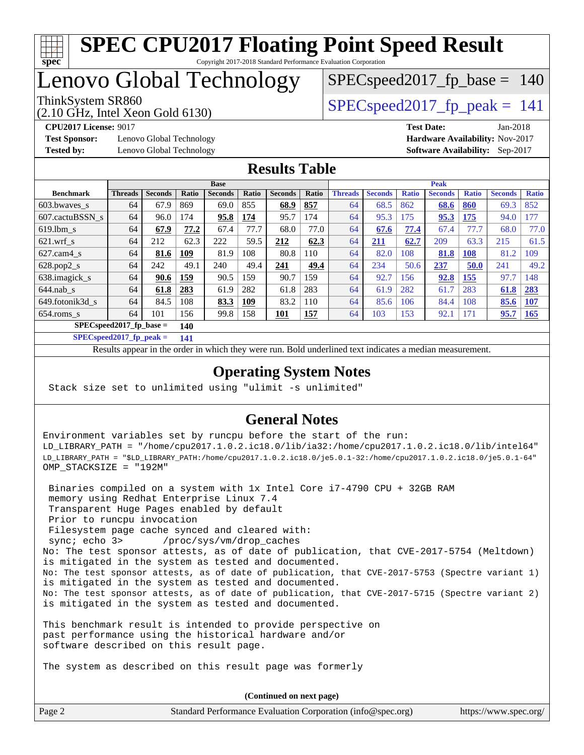# SPEC CPU2017 Floating Point Speed Result

Copyright 2017-2018 Standard Performance Evaluation Corporation

# Lenovo Global Technology

ThinkSystem SR860
(2.10 GHz, Intel Xeon Gold 6130)

SPECspeed2017_fp_base = 140

SPECspeed2017_fp_peak = 141

**CPU2017 License:** 9017
**Test Sponsor:** Lenovo Global Technology
**Tested by:** Lenovo Global Technology

**Test Date:** Jan-2018
**Hardware Availability:** Nov-2017
**Software Availability:** Sep-2017

## Results Table

| Benchmark | Base | | | | | | | Peak | | | | | | |
|---|---|---|---|---|---|---|---|---|---|---|---|---|---|---|
| | Threads | Seconds | Ratio | Seconds | Ratio | Seconds | Ratio | Threads | Seconds | Ratio | Seconds | Ratio | Seconds | Ratio |
| 603.bwaves_s | 64 | 67.9 | 869 | 69.0 | 855 | **68.9** | **857** | 64 | 68.5 | 862 | **68.6** | **860** | 69.3 | 852 |
| 607.cactuBSSN_s | 64 | 96.0 | 174 | **95.8** | **174** | 95.7 | 174 | 64 | 95.3 | 175 | **95.3** | **175** | 94.0 | 177 |
| 619.lbm_s | 64 | **67.9** | **77.2** | 67.4 | 77.7 | 68.0 | 77.0 | 64 | **67.6** | **77.4** | 67.4 | 77.7 | 68.0 | 77.0 |
| 621.wrf_s | 64 | 212 | 62.3 | 222 | 59.5 | **212** | **62.3** | 64 | **211** | **62.7** | 209 | 63.3 | 215 | 61.5 |
| 627.cam4_s | 64 | **81.6** | **109** | 81.9 | 108 | 80.8 | 110 | 64 | 82.0 | 108 | **81.8** | **108** | 81.2 | 109 |
| 628.pop2_s | 64 | 242 | 49.1 | 240 | 49.4 | **241** | **49.4** | 64 | 234 | 50.6 | **237** | **50.0** | 241 | 49.2 |
| 638.imagick_s | 64 | **90.6** | **159** | 90.5 | 159 | 90.7 | 159 | 64 | 92.7 | 156 | **92.8** | **155** | 97.7 | 148 |
| 644.nab_s | 64 | **61.8** | **283** | 61.9 | 282 | 61.8 | 283 | 64 | 61.9 | 282 | 61.7 | 283 | **61.8** | **283** |
| 649.fotonik3d_s | 64 | 84.5 | 108 | **83.3** | **109** | 83.2 | 110 | 64 | 85.6 | 106 | 84.4 | 108 | **85.6** | **107** |
| 654.roms_s | 64 | 101 | 156 | 99.8 | 158 | **101** | **157** | 64 | 103 | 153 | 92.1 | 171 | **95.7** | **165** |

**SPECspeed2017_fp_base = 140**

**SPECspeed2017_fp_peak = 141**

Results appear in the order in which they were run. Bold underlined text indicates a median measurement.

## Operating System Notes

```
Stack size set to unlimited using "ulimit -s unlimited"
```

## General Notes

```
Environment variables set by runcpu before the start of the run:
LD_LIBRARY_PATH = "/home/cpu2017.1.0.2.ic18.0/lib/ia32:/home/cpu2017.1.0.2.ic18.0/lib/intel64"
LD_LIBRARY_PATH = "$LD_LIBRARY_PATH:/home/cpu2017.1.0.2.ic18.0/je5.0.1-32:/home/cpu2017.1.0.2.ic18.0/je5.0.1-64"
OMP_STACKSIZE = "192M"

 Binaries compiled on a system with 1x Intel Core i7-4790 CPU + 32GB RAM
 memory using Redhat Enterprise Linux 7.4
 Transparent Huge Pages enabled by default
 Prior to runcpu invocation
 Filesystem page cache synced and cleared with:
 sync; echo 3>       /proc/sys/vm/drop_caches
No: The test sponsor attests, as of date of publication, that CVE-2017-5754 (Meltdown)
is mitigated in the system as tested and documented.
No: The test sponsor attests, as of date of publication, that CVE-2017-5753 (Spectre variant 1)
is mitigated in the system as tested and documented.
No: The test sponsor attests, as of date of publication, that CVE-2017-5715 (Spectre variant 2)
is mitigated in the system as tested and documented.

This benchmark result is intended to provide perspective on
past performance using the historical hardware and/or
software described on this result page.

The system as described on this result page was formerly
```

**(Continued on next page)**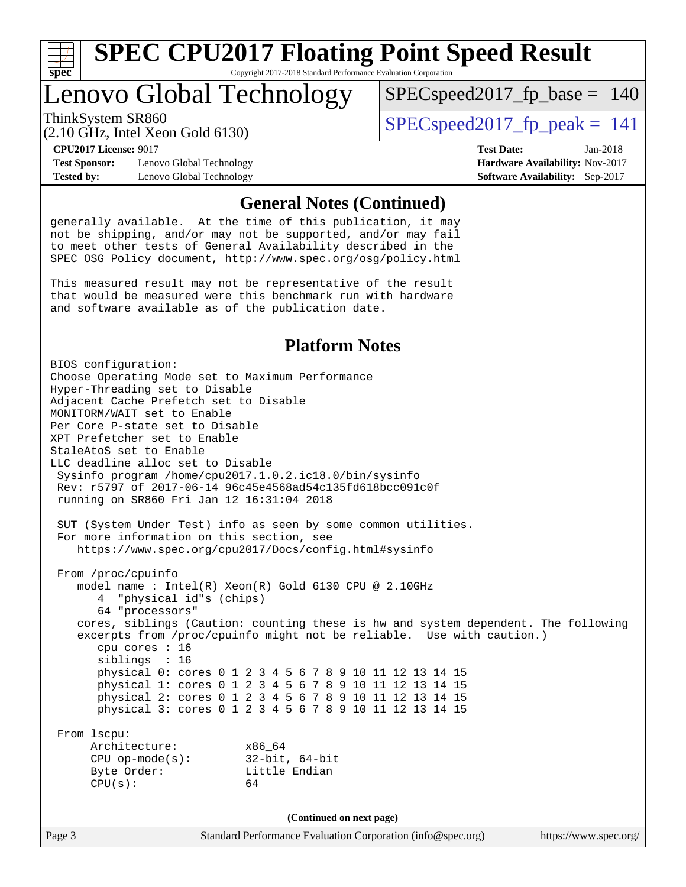# SPEC CPU2017 Floating Point Speed Result

Copyright 2017-2018 Standard Performance Evaluation Corporation

## Lenovo Global Technology

ThinkSystem SR860
(2.10 GHz, Intel Xeon Gold 6130)

SPECspeed2017_fp_base = 140

SPECspeed2017_fp_peak = 141

**CPU2017 License:** 9017
**Test Sponsor:** Lenovo Global Technology
**Tested by:** Lenovo Global Technology

**Test Date:** Jan-2018
**Hardware Availability:** Nov-2017
**Software Availability:** Sep-2017

### General Notes (Continued)

```
generally available.  At the time of this publication, it may
not be shipping, and/or may not be supported, and/or may fail
to meet other tests of General Availability described in the
SPEC OSG Policy document, http://www.spec.org/osg/policy.html

This measured result may not be representative of the result
that would be measured were this benchmark run with hardware
and software available as of the publication date.
```

### Platform Notes

```
BIOS configuration:
Choose Operating Mode set to Maximum Performance
Hyper-Threading set to Disable
Adjacent Cache Prefetch set to Disable
MONITORM/WAIT set to Enable
Per Core P-state set to Disable
XPT Prefetcher set to Enable
StaleAtoS set to Enable
LLC deadline alloc set to Disable
 Sysinfo program /home/cpu2017.1.0.2.ic18.0/bin/sysinfo
 Rev: r5797 of 2017-06-14 96c45e4568ad54c135fd618bcc091c0f
 running on SR860 Fri Jan 12 16:31:04 2018

 SUT (System Under Test) info as seen by some common utilities.
 For more information on this section, see
    https://www.spec.org/cpu2017/Docs/config.html#sysinfo

 From /proc/cpuinfo
    model name : Intel(R) Xeon(R) Gold 6130 CPU @ 2.10GHz
       4  "physical id"s (chips)
       64 "processors"
    cores, siblings (Caution: counting these is hw and system dependent. The following
    excerpts from /proc/cpuinfo might not be reliable.  Use with caution.)
       cpu cores : 16
       siblings  : 16
       physical 0: cores 0 1 2 3 4 5 6 7 8 9 10 11 12 13 14 15
       physical 1: cores 0 1 2 3 4 5 6 7 8 9 10 11 12 13 14 15
       physical 2: cores 0 1 2 3 4 5 6 7 8 9 10 11 12 13 14 15
       physical 3: cores 0 1 2 3 4 5 6 7 8 9 10 11 12 13 14 15

 From lscpu:
      Architecture:          x86_64
      CPU op-mode(s):        32-bit, 64-bit
      Byte Order:            Little Endian
      CPU(s):                64
```

(Continued on next page)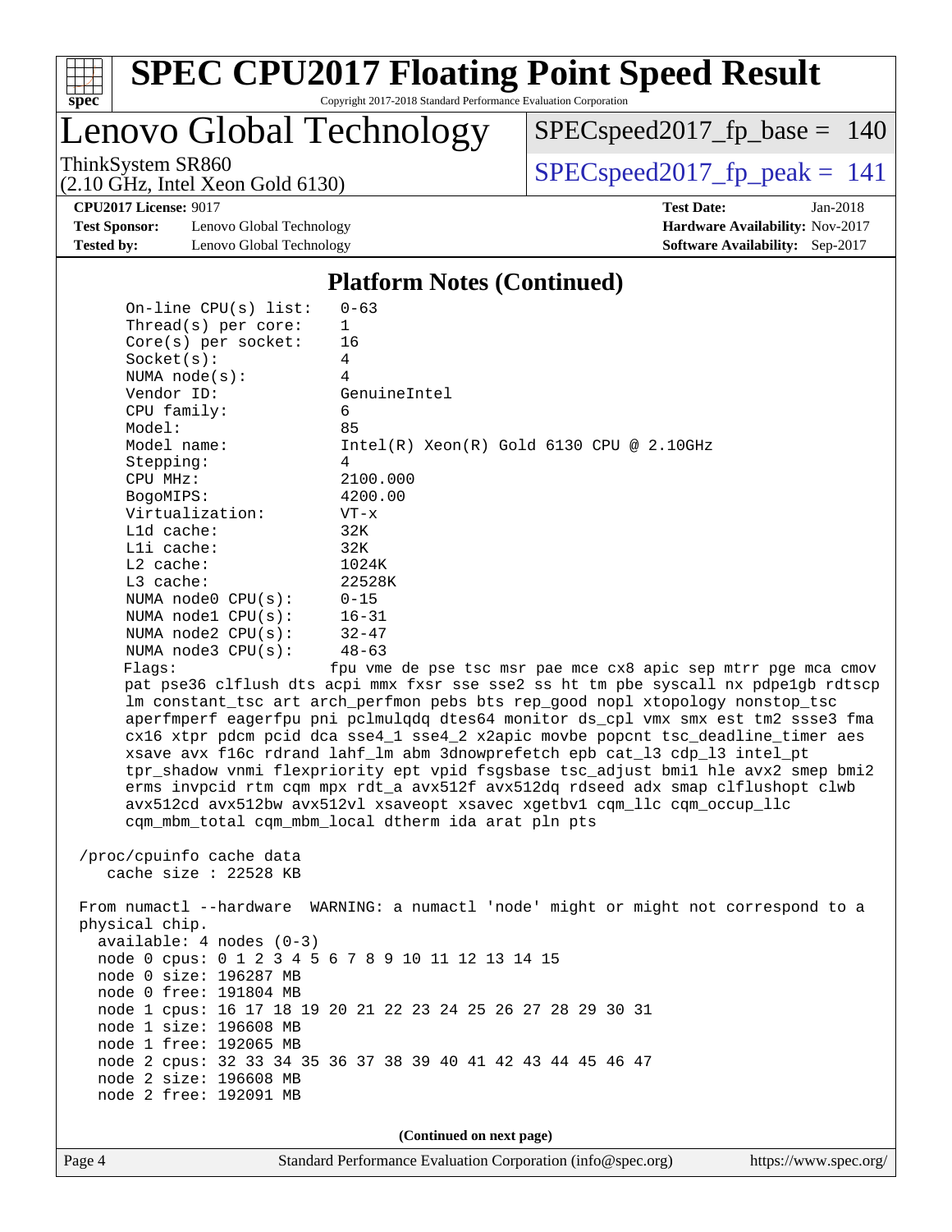# SPEC CPU2017 Floating Point Speed Result

Copyright 2017-2018 Standard Performance Evaluation Corporation

## Lenovo Global Technology

ThinkSystem SR860
(2.10 GHz, Intel Xeon Gold 6130)

SPECspeed2017_fp_base = 140

SPECspeed2017_fp_peak = 141

**CPU2017 License:** 9017
**Test Sponsor:** Lenovo Global Technology
**Tested by:** Lenovo Global Technology
**Test Date:** Jan-2018
**Hardware Availability:** Nov-2017
**Software Availability:** Sep-2017

### Platform Notes (Continued)

```
     On-line CPU(s) list:   0-63
     Thread(s) per core:    1
     Core(s) per socket:    16
     Socket(s):             4
     NUMA node(s):          4
     Vendor ID:             GenuineIntel
     CPU family:            6
     Model:                 85
     Model name:            Intel(R) Xeon(R) Gold 6130 CPU @ 2.10GHz
     Stepping:              4
     CPU MHz:               2100.000
     BogoMIPS:              4200.00
     Virtualization:        VT-x
     L1d cache:             32K
     L1i cache:             32K
     L2 cache:              1024K
     L3 cache:              22528K
     NUMA node0 CPU(s):     0-15
     NUMA node1 CPU(s):     16-31
     NUMA node2 CPU(s):     32-47
     NUMA node3 CPU(s):     48-63
     Flags:                 fpu vme de pse tsc msr pae mce cx8 apic sep mtrr pge mca cmov
     pat pse36 clflush dts acpi mmx fxsr sse sse2 ss ht tm pbe syscall nx pdpe1gb rdtscp
     lm constant_tsc art arch_perfmon pebs bts rep_good nopl xtopology nonstop_tsc
     aperfmperf eagerfpu pni pclmulqdq dtes64 monitor ds_cpl vmx smx est tm2 ssse3 fma
     cx16 xtpr pdcm pcid dca sse4_1 sse4_2 x2apic movbe popcnt tsc_deadline_timer aes
     xsave avx f16c rdrand lahf_lm abm 3dnowprefetch epb cat_l3 cdp_l3 intel_pt
     tpr_shadow vnmi flexpriority ept vpid fsgsbase tsc_adjust bmi1 hle avx2 smep bmi2
     erms invpcid rtm cqm mpx rdt_a avx512f avx512dq rdseed adx smap clflushopt clwb
     avx512cd avx512bw avx512vl xsaveopt xsavec xgetbv1 cqm_llc cqm_occup_llc
     cqm_mbm_total cqm_mbm_local dtherm ida arat pln pts

 /proc/cpuinfo cache data
    cache size : 22528 KB

 From numactl --hardware  WARNING: a numactl 'node' might or might not correspond to a
 physical chip.
   available: 4 nodes (0-3)
   node 0 cpus: 0 1 2 3 4 5 6 7 8 9 10 11 12 13 14 15
   node 0 size: 196287 MB
   node 0 free: 191804 MB
   node 1 cpus: 16 17 18 19 20 21 22 23 24 25 26 27 28 29 30 31
   node 1 size: 196608 MB
   node 1 free: 192065 MB
   node 2 cpus: 32 33 34 35 36 37 38 39 40 41 42 43 44 45 46 47
   node 2 size: 196608 MB
   node 2 free: 192091 MB
```

(Continued on next page)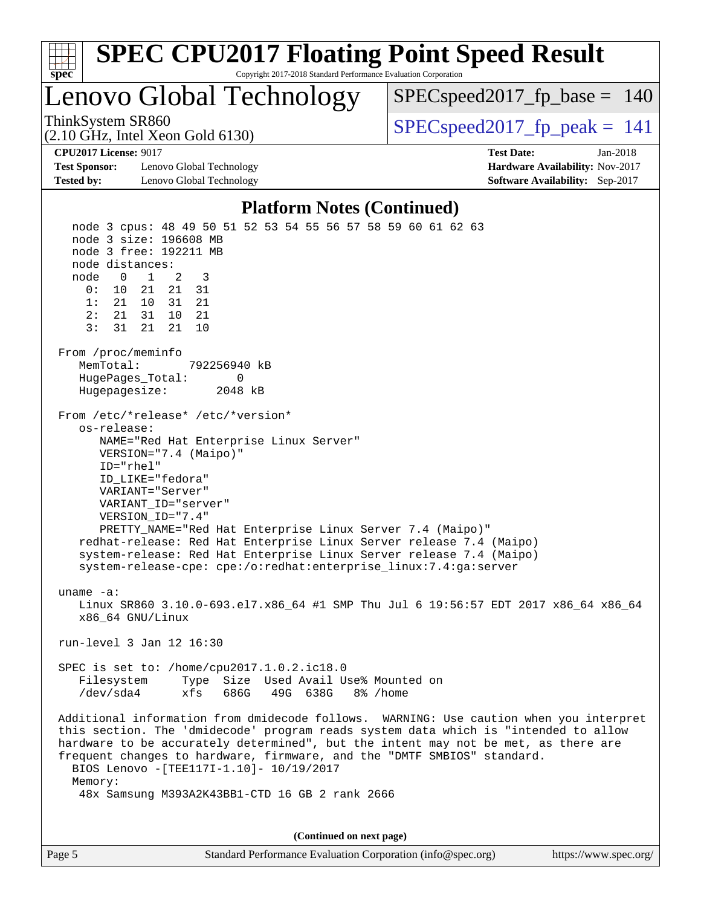# SPEC CPU2017 Floating Point Speed Result

Copyright 2017-2018 Standard Performance Evaluation Corporation

## Lenovo Global Technology

ThinkSystem SR860
(2.10 GHz, Intel Xeon Gold 6130)

SPECspeed2017_fp_base = 140

SPECspeed2017_fp_peak = 141

**CPU2017 License:** 9017
**Test Sponsor:** Lenovo Global Technology
**Tested by:** Lenovo Global Technology

**Test Date:** Jan-2018
**Hardware Availability:** Nov-2017
**Software Availability:** Sep-2017

### Platform Notes (Continued)

```
    node 3 cpus: 48 49 50 51 52 53 54 55 56 57 58 59 60 61 62 63
    node 3 size: 196608 MB
    node 3 free: 192211 MB
    node distances:
    node   0   1   2   3
      0:  10  21  21  31
      1:  21  10  31  21
      2:  21  31  10  21
      3:  31  21  21  10

 From /proc/meminfo
    MemTotal:       792256940 kB
    HugePages_Total:       0
    Hugepagesize:       2048 kB

 From /etc/*release* /etc/*version*
    os-release:
       NAME="Red Hat Enterprise Linux Server"
       VERSION="7.4 (Maipo)"
       ID="rhel"
       ID_LIKE="fedora"
       VARIANT="Server"
       VARIANT_ID="server"
       VERSION_ID="7.4"
       PRETTY_NAME="Red Hat Enterprise Linux Server 7.4 (Maipo)"
    redhat-release: Red Hat Enterprise Linux Server release 7.4 (Maipo)
    system-release: Red Hat Enterprise Linux Server release 7.4 (Maipo)
    system-release-cpe: cpe:/o:redhat:enterprise_linux:7.4:ga:server

 uname -a:
    Linux SR860 3.10.0-693.el7.x86_64 #1 SMP Thu Jul 6 19:56:57 EDT 2017 x86_64 x86_64
    x86_64 GNU/Linux

 run-level 3 Jan 12 16:30

 SPEC is set to: /home/cpu2017.1.0.2.ic18.0
    Filesystem     Type  Size  Used Avail Use% Mounted on
    /dev/sda4      xfs   686G   49G  638G   8% /home

 Additional information from dmidecode follows.  WARNING: Use caution when you interpret
 this section. The 'dmidecode' program reads system data which is "intended to allow
 hardware to be accurately determined", but the intent may not be met, as there are
 frequent changes to hardware, firmware, and the "DMTF SMBIOS" standard.
   BIOS Lenovo -[TEE117I-1.10]- 10/19/2017
   Memory:
    48x Samsung M393A2K43BB1-CTD 16 GB 2 rank 2666
```

**(Continued on next page)**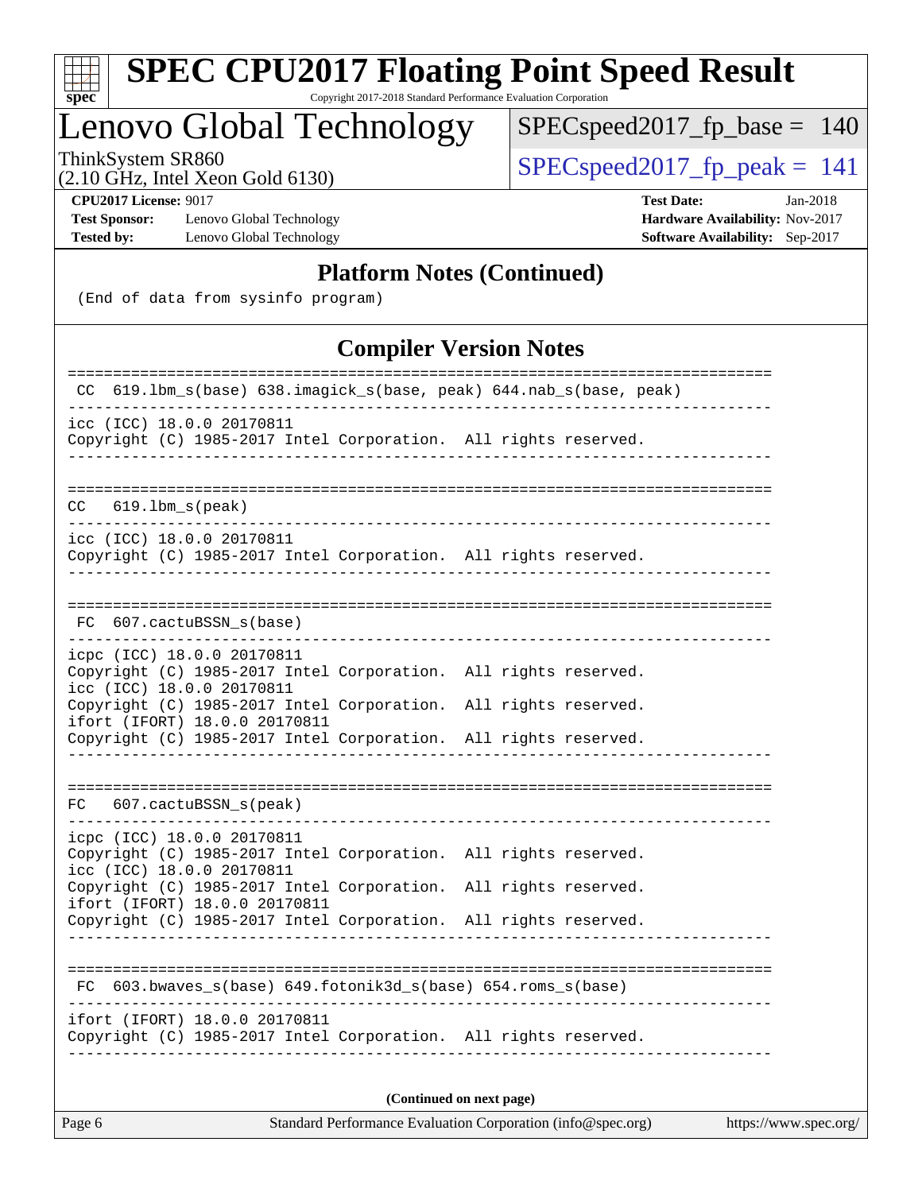## Platform Notes (Continued)

```
(End of data from sysinfo program)
```

## Compiler Version Notes

```
==============================================================================
 CC  619.lbm_s(base) 638.imagick_s(base, peak) 644.nab_s(base, peak)
------------------------------------------------------------------------------
icc (ICC) 18.0.0 20170811
Copyright (C) 1985-2017 Intel Corporation.  All rights reserved.
------------------------------------------------------------------------------

==============================================================================
 CC  619.lbm_s(peak)
------------------------------------------------------------------------------
icc (ICC) 18.0.0 20170811
Copyright (C) 1985-2017 Intel Corporation.  All rights reserved.
------------------------------------------------------------------------------

==============================================================================
 FC  607.cactuBSSN_s(base)
------------------------------------------------------------------------------
icpc (ICC) 18.0.0 20170811
Copyright (C) 1985-2017 Intel Corporation.  All rights reserved.
icc (ICC) 18.0.0 20170811
Copyright (C) 1985-2017 Intel Corporation.  All rights reserved.
ifort (IFORT) 18.0.0 20170811
Copyright (C) 1985-2017 Intel Corporation.  All rights reserved.
------------------------------------------------------------------------------

==============================================================================
 FC  607.cactuBSSN_s(peak)
------------------------------------------------------------------------------
icpc (ICC) 18.0.0 20170811
Copyright (C) 1985-2017 Intel Corporation.  All rights reserved.
icc (ICC) 18.0.0 20170811
Copyright (C) 1985-2017 Intel Corporation.  All rights reserved.
ifort (IFORT) 18.0.0 20170811
Copyright (C) 1985-2017 Intel Corporation.  All rights reserved.
------------------------------------------------------------------------------

==============================================================================
 FC  603.bwaves_s(base) 649.fotonik3d_s(base) 654.roms_s(base)
------------------------------------------------------------------------------
ifort (IFORT) 18.0.0 20170811
Copyright (C) 1985-2017 Intel Corporation.  All rights reserved.
------------------------------------------------------------------------------
```

**(Continued on next page)**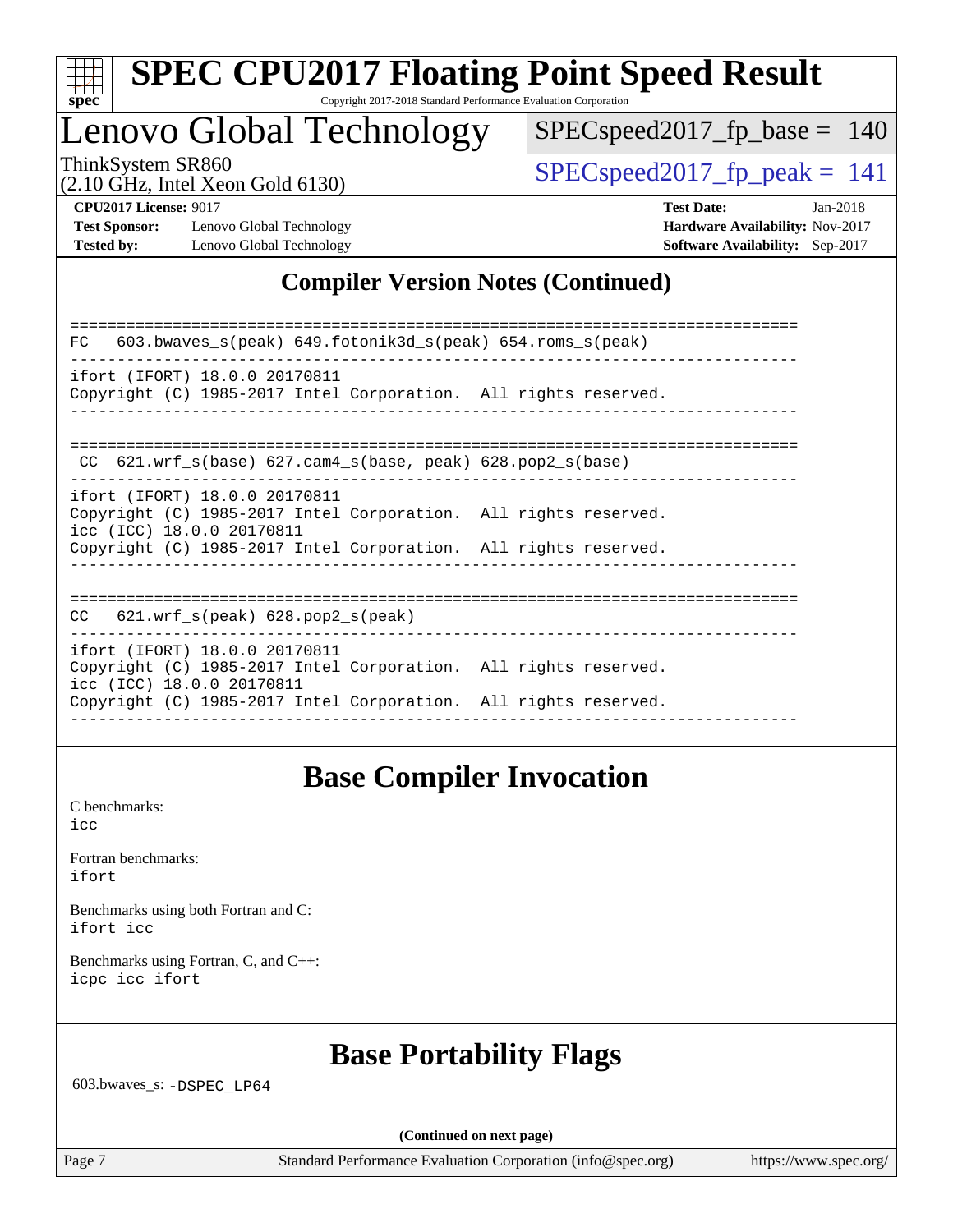## Compiler Version Notes (Continued)

```
==============================================================================
FC   603.bwaves_s(peak) 649.fotonik3d_s(peak) 654.roms_s(peak)
------------------------------------------------------------------------------
ifort (IFORT) 18.0.0 20170811
Copyright (C) 1985-2017 Intel Corporation.  All rights reserved.
------------------------------------------------------------------------------

==============================================================================
 CC  621.wrf_s(base) 627.cam4_s(base, peak) 628.pop2_s(base)
------------------------------------------------------------------------------
ifort (IFORT) 18.0.0 20170811
Copyright (C) 1985-2017 Intel Corporation.  All rights reserved.
icc (ICC) 18.0.0 20170811
Copyright (C) 1985-2017 Intel Corporation.  All rights reserved.
------------------------------------------------------------------------------

==============================================================================
CC   621.wrf_s(peak) 628.pop2_s(peak)
------------------------------------------------------------------------------
ifort (IFORT) 18.0.0 20170811
Copyright (C) 1985-2017 Intel Corporation.  All rights reserved.
icc (ICC) 18.0.0 20170811
Copyright (C) 1985-2017 Intel Corporation.  All rights reserved.
------------------------------------------------------------------------------
```

## Base Compiler Invocation

C benchmarks:
icc

Fortran benchmarks:
ifort

Benchmarks using both Fortran and C:
ifort icc

Benchmarks using Fortran, C, and C++:
icpc icc ifort

## Base Portability Flags

603.bwaves_s: -DSPEC_LP64

(Continued on next page)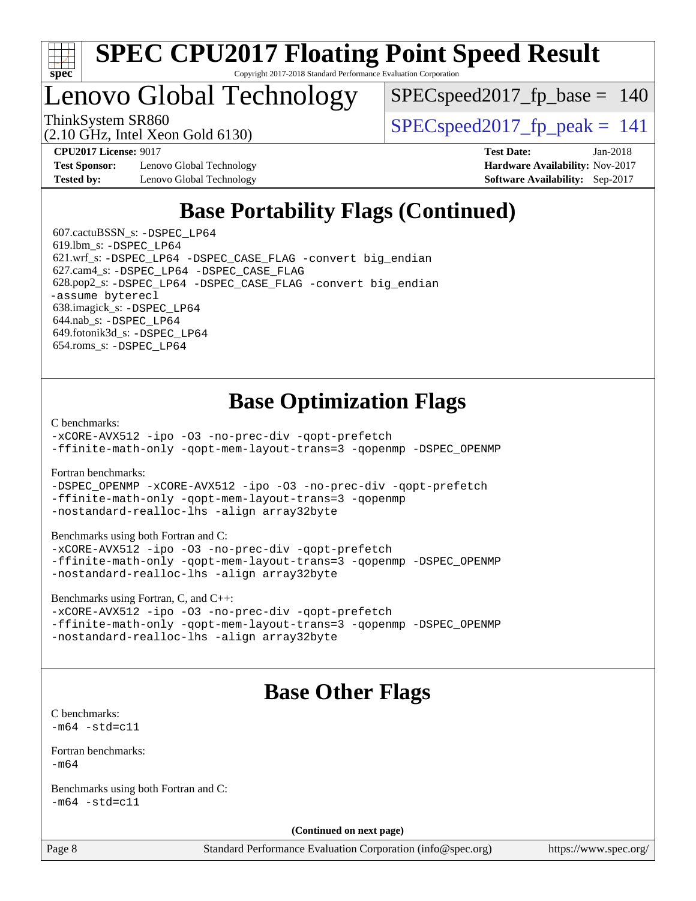## Base Portability Flags (Continued)

607.cactuBSSN_s: -DSPEC_LP64
619.lbm_s: -DSPEC_LP64
621.wrf_s: -DSPEC_LP64 -DSPEC_CASE_FLAG -convert big_endian
627.cam4_s: -DSPEC_LP64 -DSPEC_CASE_FLAG
628.pop2_s: -DSPEC_LP64 -DSPEC_CASE_FLAG -convert big_endian -assume byterecl
638.imagick_s: -DSPEC_LP64
644.nab_s: -DSPEC_LP64
649.fotonik3d_s: -DSPEC_LP64
654.roms_s: -DSPEC_LP64

## Base Optimization Flags

C benchmarks:
-xCORE-AVX512 -ipo -O3 -no-prec-div -qopt-prefetch -ffinite-math-only -qopt-mem-layout-trans=3 -qopenmp -DSPEC_OPENMP

Fortran benchmarks:
-DSPEC_OPENMP -xCORE-AVX512 -ipo -O3 -no-prec-div -qopt-prefetch -ffinite-math-only -qopt-mem-layout-trans=3 -qopenmp -nostandard-realloc-lhs -align array32byte

Benchmarks using both Fortran and C:
-xCORE-AVX512 -ipo -O3 -no-prec-div -qopt-prefetch -ffinite-math-only -qopt-mem-layout-trans=3 -qopenmp -DSPEC_OPENMP -nostandard-realloc-lhs -align array32byte

Benchmarks using Fortran, C, and C++:
-xCORE-AVX512 -ipo -O3 -no-prec-div -qopt-prefetch -ffinite-math-only -qopt-mem-layout-trans=3 -qopenmp -DSPEC_OPENMP -nostandard-realloc-lhs -align array32byte

## Base Other Flags

C benchmarks:
-m64 -std=c11

Fortran benchmarks:
-m64

Benchmarks using both Fortran and C:
-m64 -std=c11

(Continued on next page)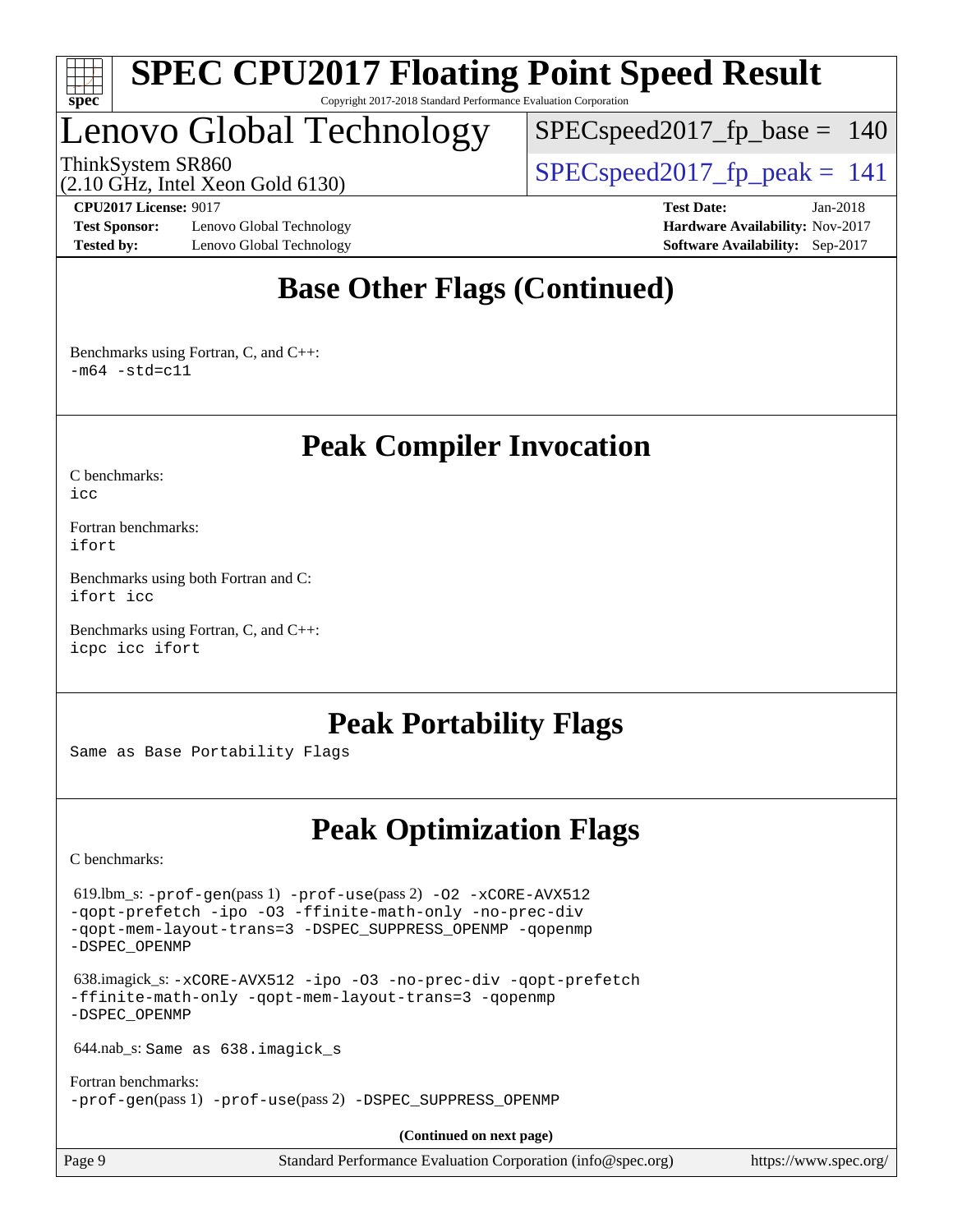## Base Other Flags (Continued)

Benchmarks using Fortran, C, and C++:
`-m64 -std=c11`

## Peak Compiler Invocation

C benchmarks:
`icc`

Fortran benchmarks:
`ifort`

Benchmarks using both Fortran and C:
`ifort icc`

Benchmarks using Fortran, C, and C++:
`icpc icc ifort`

## Peak Portability Flags

Same as Base Portability Flags

## Peak Optimization Flags

C benchmarks:

619.lbm_s: `-prof-gen`(pass 1) `-prof-use`(pass 2) `-O2 -xCORE-AVX512 -qopt-prefetch -ipo -O3 -ffinite-math-only -no-prec-div -qopt-mem-layout-trans=3 -DSPEC_SUPPRESS_OPENMP -qopenmp -DSPEC_OPENMP`

638.imagick_s: `-xCORE-AVX512 -ipo -O3 -no-prec-div -qopt-prefetch -ffinite-math-only -qopt-mem-layout-trans=3 -qopenmp -DSPEC_OPENMP`

644.nab_s: Same as 638.imagick_s

Fortran benchmarks:
`-prof-gen`(pass 1) `-prof-use`(pass 2) `-DSPEC_SUPPRESS_OPENMP`

**(Continued on next page)**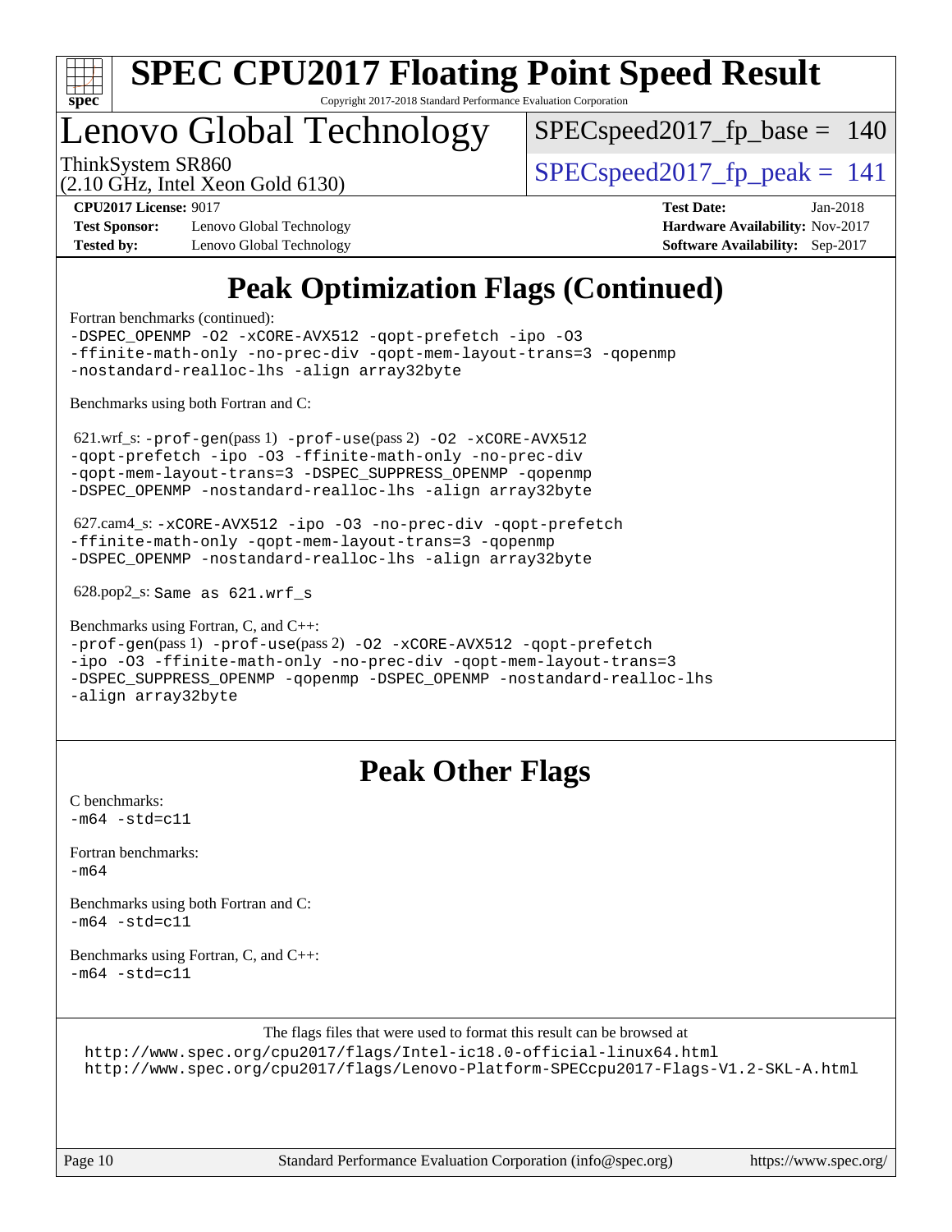# Peak Optimization Flags (Continued)

Fortran benchmarks (continued):
-DSPEC_OPENMP -O2 -xCORE-AVX512 -qopt-prefetch -ipo -O3
-ffinite-math-only -no-prec-div -qopt-mem-layout-trans=3 -qopenmp
-nostandard-realloc-lhs -align array32byte

Benchmarks using both Fortran and C:

621.wrf_s: -prof-gen(pass 1) -prof-use(pass 2) -O2 -xCORE-AVX512
-qopt-prefetch -ipo -O3 -ffinite-math-only -no-prec-div
-qopt-mem-layout-trans=3 -DSPEC_SUPPRESS_OPENMP -qopenmp
-DSPEC_OPENMP -nostandard-realloc-lhs -align array32byte

627.cam4_s: -xCORE-AVX512 -ipo -O3 -no-prec-div -qopt-prefetch
-ffinite-math-only -qopt-mem-layout-trans=3 -qopenmp
-DSPEC_OPENMP -nostandard-realloc-lhs -align array32byte

628.pop2_s: Same as 621.wrf_s

Benchmarks using Fortran, C, and C++:
-prof-gen(pass 1) -prof-use(pass 2) -O2 -xCORE-AVX512 -qopt-prefetch
-ipo -O3 -ffinite-math-only -no-prec-div -qopt-mem-layout-trans=3
-DSPEC_SUPPRESS_OPENMP -qopenmp -DSPEC_OPENMP -nostandard-realloc-lhs
-align array32byte

# Peak Other Flags

C benchmarks:
-m64 -std=c11

Fortran benchmarks:
-m64

Benchmarks using both Fortran and C:
-m64 -std=c11

Benchmarks using Fortran, C, and C++:
-m64 -std=c11

The flags files that were used to format this result can be browsed at
http://www.spec.org/cpu2017/flags/Intel-ic18.0-official-linux64.html
http://www.spec.org/cpu2017/flags/Lenovo-Platform-SPECcpu2017-Flags-V1.2-SKL-A.html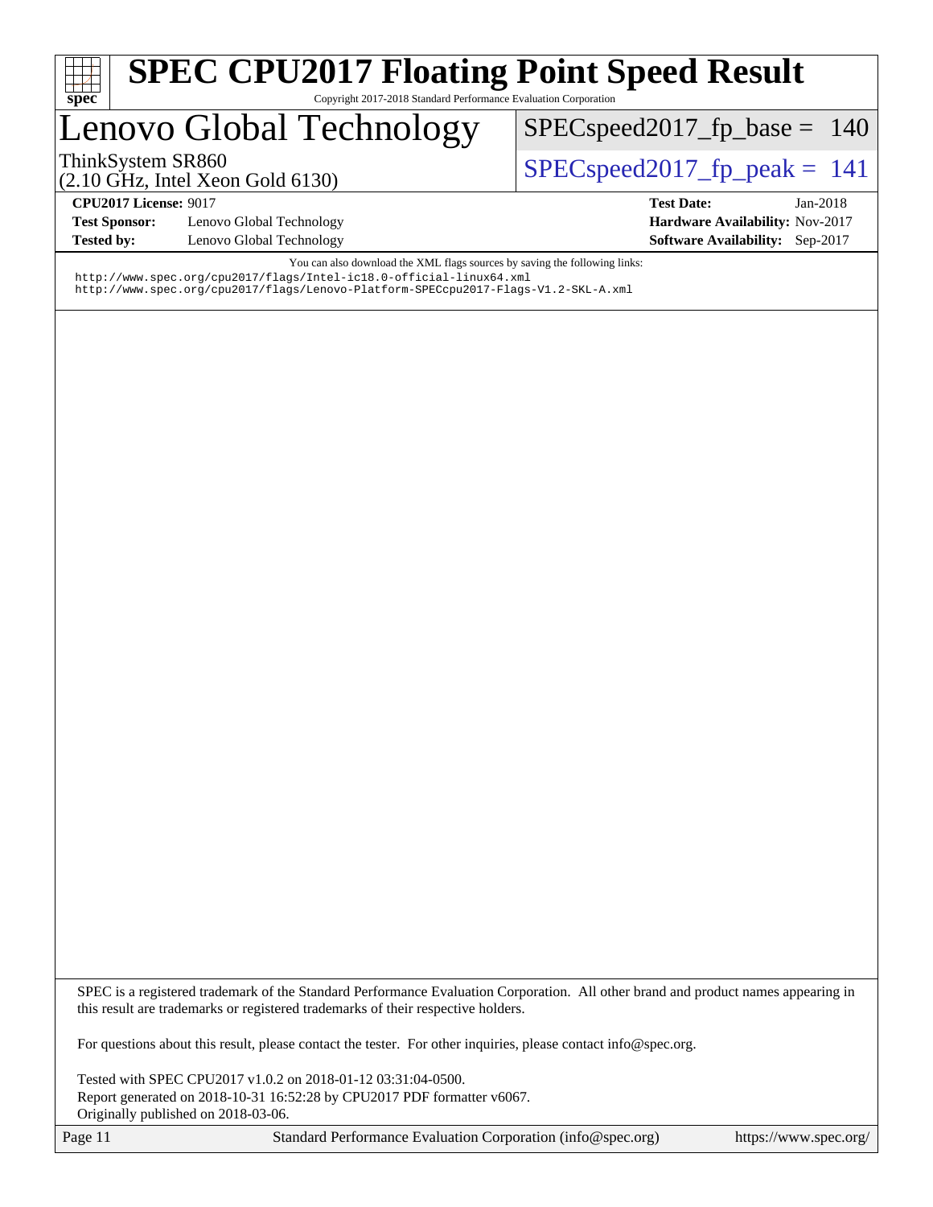You can also download the XML flags sources by saving the following links:

http://www.spec.org/cpu2017/flags/Intel-ic18.0-official-linux64.xml
http://www.spec.org/cpu2017/flags/Lenovo-Platform-SPECcpu2017-Flags-V1.2-SKL-A.xml

SPEC is a registered trademark of the Standard Performance Evaluation Corporation. All other brand and product names appearing in this result are trademarks or registered trademarks of their respective holders.

For questions about this result, please contact the tester. For other inquiries, please contact info@spec.org.

Tested with SPEC CPU2017 v1.0.2 on 2018-01-12 03:31:04-0500.
Report generated on 2018-10-31 16:52:28 by CPU2017 PDF formatter v6067.
Originally published on 2018-03-06.